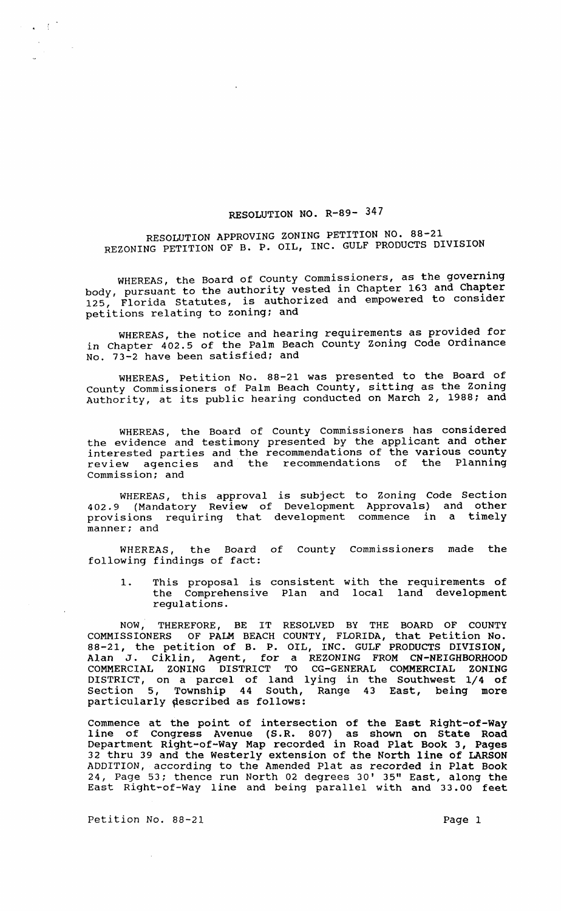# RESOLUTION NO. R-89- 347

## RESOLUTION APPROVING ZONING PETITION NO. 88-21
## REZONING PETITION OF B. P. OIL, INC. GULF PRODUCTS DIVISION

WHEREAS, the Board of County Commissioners, as the governing body, pursuant to the authority vested in Chapter 163 and Chapter 125, Florida Statutes, is authorized and empowered to consider petitions relating to zoning; and

WHEREAS, the notice and hearing requirements as provided for in Chapter 402.5 of the Palm Beach County Zoning Code Ordinance No. 73-2 have been satisfied; and

WHEREAS, Petition No. 88-21 was presented to the Board of County Commissioners of Palm Beach County, sitting as the Zoning Authority, at its public hearing conducted on March 2, 1988; and

WHEREAS, the Board of County Commissioners has considered the evidence and testimony presented by the applicant and other interested parties and the recommendations of the various county review agencies and the recommendations of the Planning Commission; and

WHEREAS, this approval is subject to Zoning Code Section 402.9 (Mandatory Review of Development Approvals) and other provisions requiring that development commence in a timely manner; and

WHEREAS, the Board of County Commissioners made the following findings of fact:

1. This proposal is consistent with the requirements of the Comprehensive Plan and local land development regulations.

NOW, THEREFORE, BE IT RESOLVED BY THE BOARD OF COUNTY COMMISSIONERS OF PALM BEACH COUNTY, FLORIDA, that Petition No. 88-21, the petition of B. P. OIL, INC. GULF PRODUCTS DIVISION, Alan J. Ciklin, Agent, for a REZONING FROM CN-NEIGHBORHOOD COMMERCIAL ZONING DISTRICT TO CG-GENERAL COMMERCIAL ZONING DISTRICT, on a parcel of land lying in the Southwest 1/4 of Section 5, Township 44 South, Range 43 East, being more particularly described as follows:

Commence at the point of intersection of the East Right-of-Way line of Congress Avenue (S.R. 807) as shown on State Road Department Right-of-Way Map recorded in Road Plat Book 3, Pages 32 thru 39 and the Westerly extension of the North line of LARSON ADDITION, according to the Amended Plat as recorded in Plat Book 24, Page 53; thence run North 02 degrees 30' 35" East, along the East Right-of-Way line and being parallel with and 33.00 feet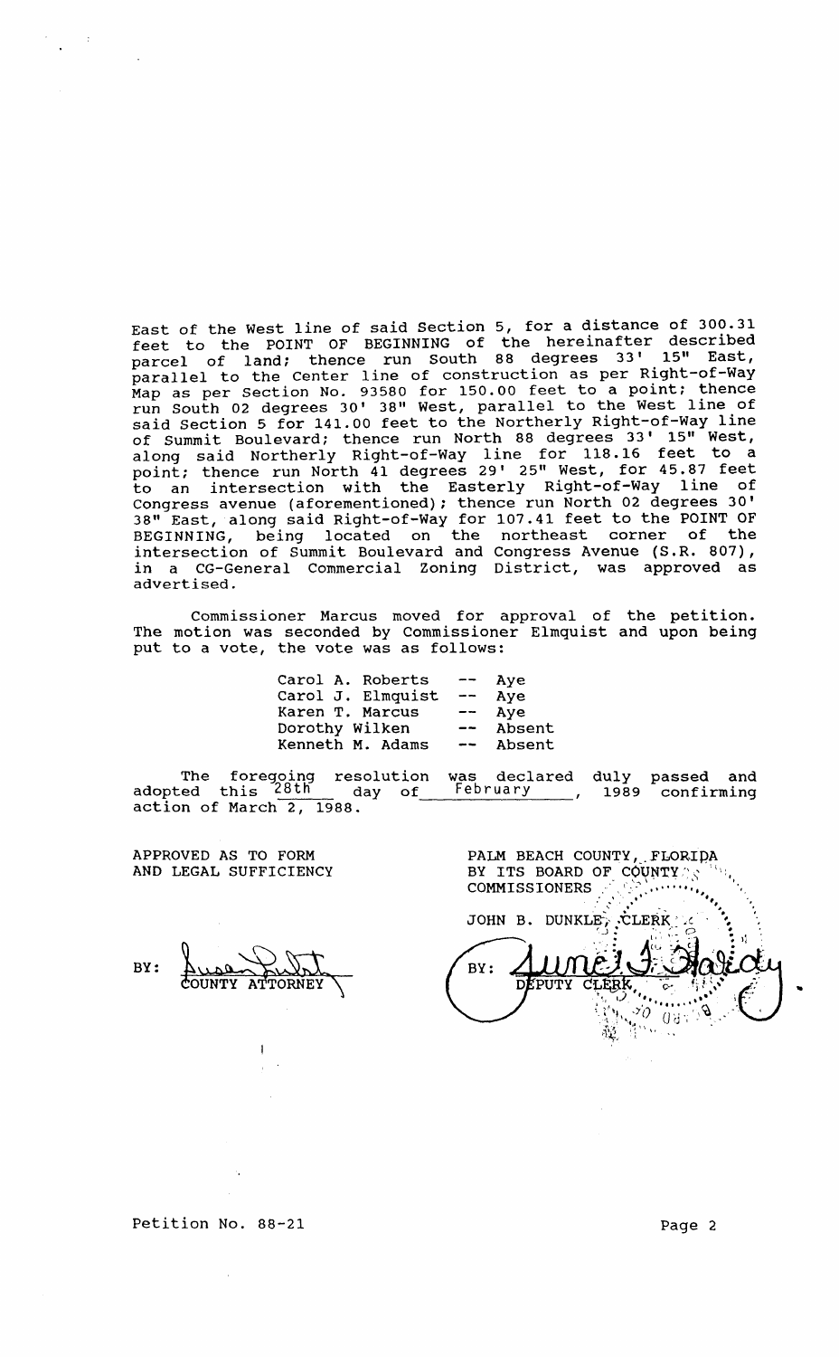East of the West line of said Section 5, for a distance of 300.31 feet to the POINT OF BEGINNING of the hereinafter described parcel of land; thence run South 88 degrees 33' 15" East, parallel to the Center line of construction as per Right-of-Way Map as per Section No. 93580 for 150.00 feet to a point; thence run South 02 degrees 30' 38" West, parallel to the West line of said Section 5 for 141.00 feet to the Northerly Right-of-Way line of Summit Boulevard; thence run North 88 degrees 33' 15" West, along said Northerly Right-of-Way line for 118.16 feet to a point; thence run North 41 degrees 29' 25" West, for 45.87 feet to an intersection with the Easterly Right-of-Way line of Congress avenue (aforementioned); thence run North 02 degrees 30' 38" East, along said Right-of-Way for 107.41 feet to the POINT OF BEGINNING, being located on the northeast corner of the intersection of Summit Boulevard and Congress Avenue (S.R. 807), in a CG-General Commercial Zoning District, was approved as advertised.

Commissioner Marcus moved for approval of the petition. The motion was seconded by Commissioner Elmquist and upon being put to a vote, the vote was as follows:

| | | |
|---|---|---|
| Carol A. Roberts | -- | Aye |
| Carol J. Elmquist | -- | Aye |
| Karen T. Marcus | -- | Aye |
| Dorothy Wilken | -- | Absent |
| Kenneth M. Adams | -- | Absent |

The foregoing resolution was declared duly passed and adopted this 28th day of February, 1989 confirming action of March 2, 1988.

APPROVED AS TO FORM AND LEGAL SUFFICIENCY

BY: COUNTY ATTORNEY

PALM BEACH COUNTY, FLORIDA BY ITS BOARD OF COUNTY COMMISSIONERS

JOHN B. DUNKLE, CLERK

BY: DEPUTY CLERK

Petition No. 88-21